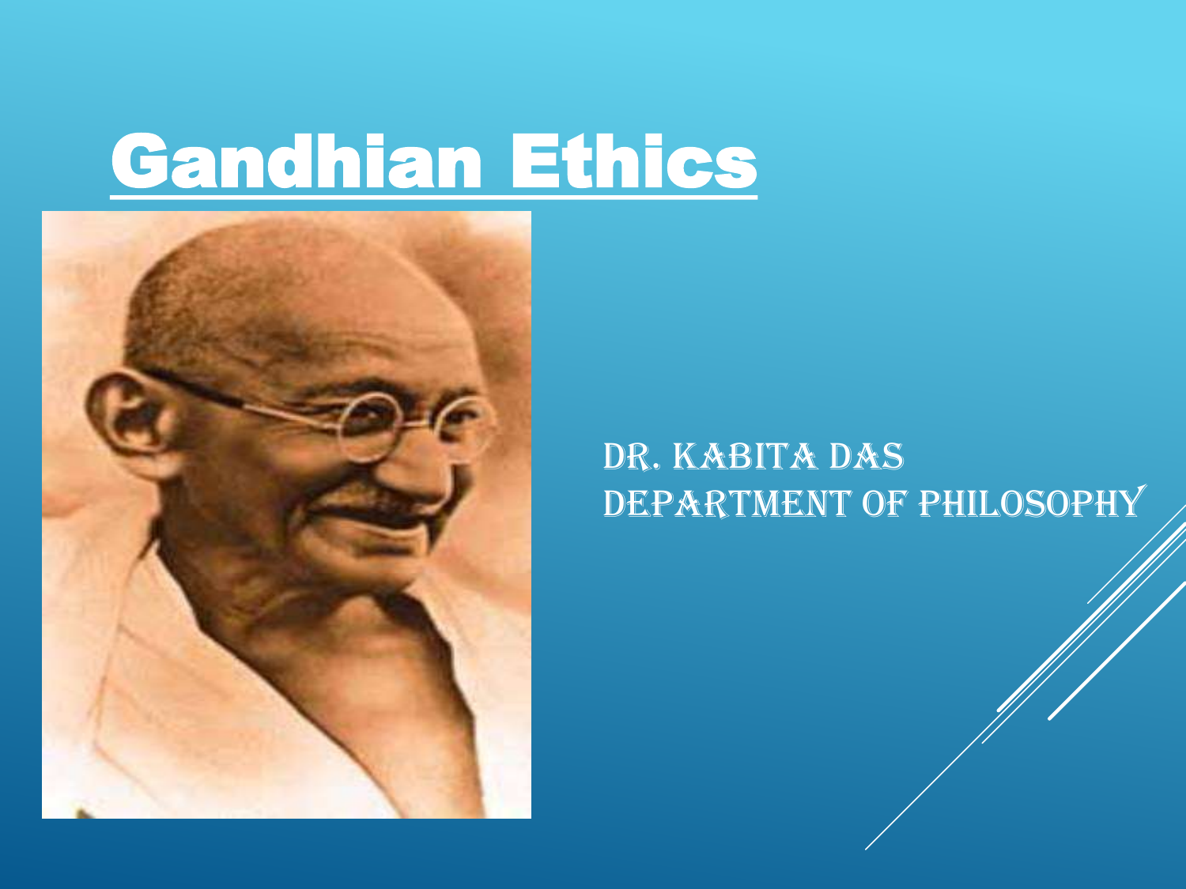# Gandhian Ethics

Dr. Kabita Das
Department of Philosophy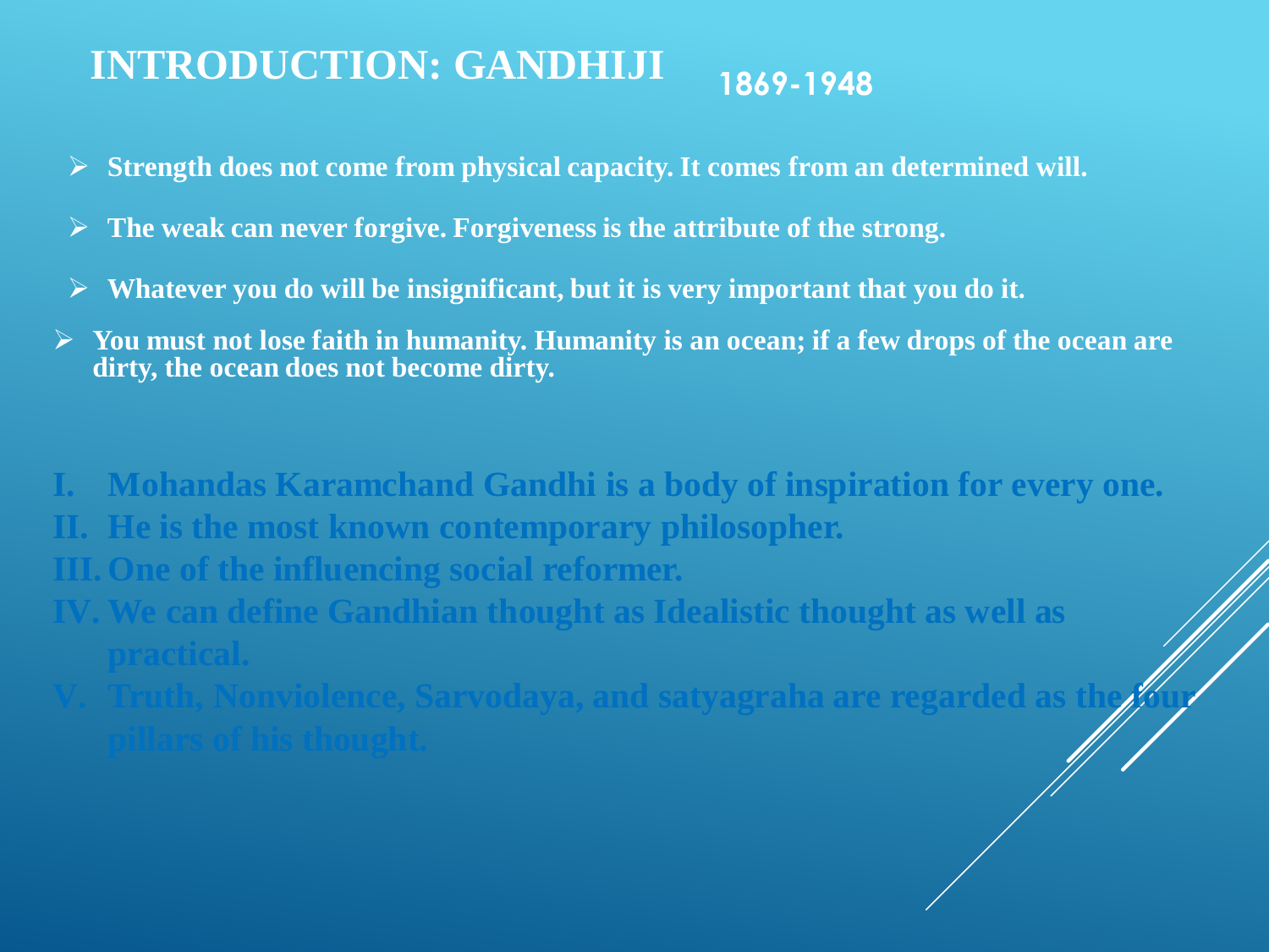# INTRODUCTION: GANDHIJI 1869-1948

- Strength does not come from physical capacity. It comes from an determined will.
- The weak can never forgive. Forgiveness is the attribute of the strong.
- Whatever you do will be insignificant, but it is very important that you do it.
- You must not lose faith in humanity. Humanity is an ocean; if a few drops of the ocean are dirty, the ocean does not become dirty.

I. Mohandas Karamchand Gandhi is a body of inspiration for every one.
II. He is the most known contemporary philosopher.
III. One of the influencing social reformer.
IV. We can define Gandhian thought as Idealistic thought as well as practical.
V. Truth, Nonviolence, Sarvodaya, and satyagraha are regarded as the four pillars of his thought.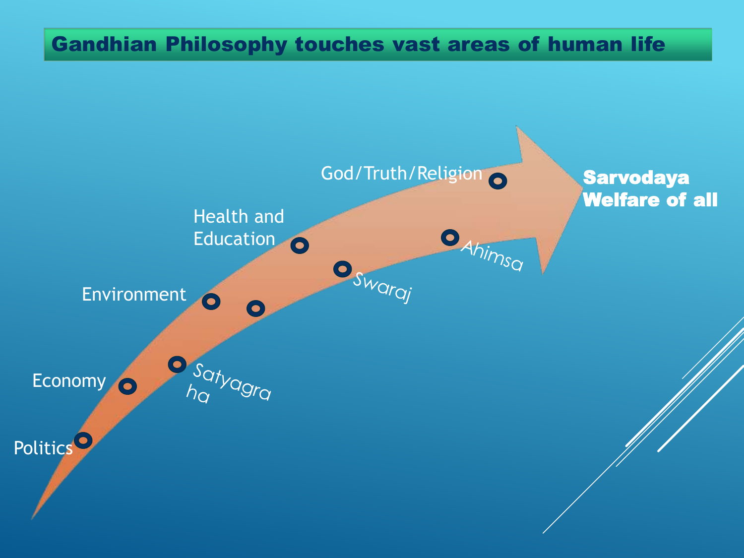# Gandhian Philosophy touches vast areas of human life

- Politics
- Economy
- Environment
- Health and Education
- God/Truth/Religion
- Satyagraha
- Swaraj
- Ahimsa

**Sarvodaya**
**Welfare of all**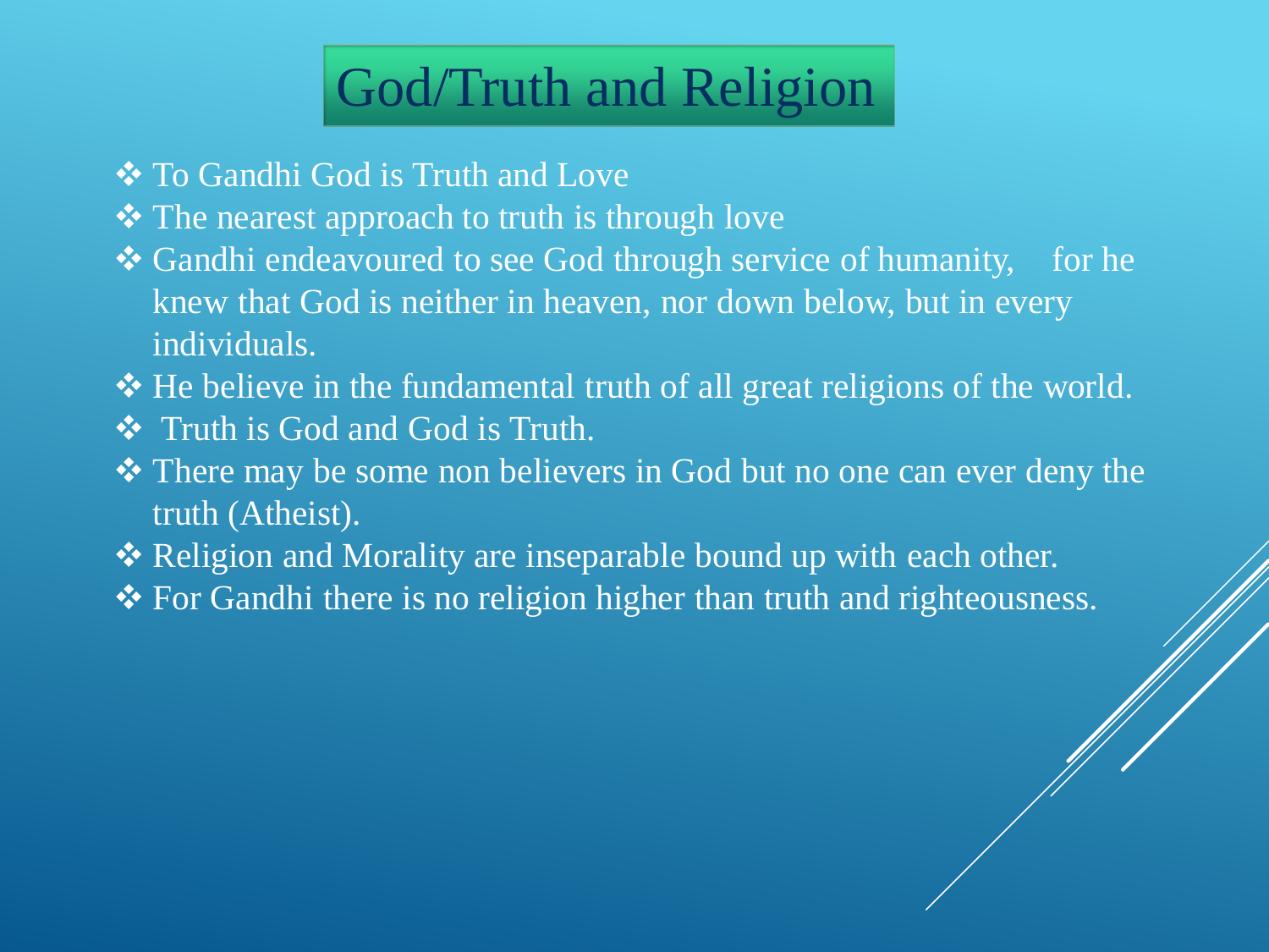# God/Truth and Religion

- To Gandhi God is Truth and Love
- The nearest approach to truth is through love
- Gandhi endeavoured to see God through service of humanity, for he knew that God is neither in heaven, nor down below, but in every individuals.
- He believe in the fundamental truth of all great religions of the world.
- Truth is God and God is Truth.
- There may be some non believers in God but no one can ever deny the truth (Atheist).
- Religion and Morality are inseparable bound up with each other.
- For Gandhi there is no religion higher than truth and righteousness.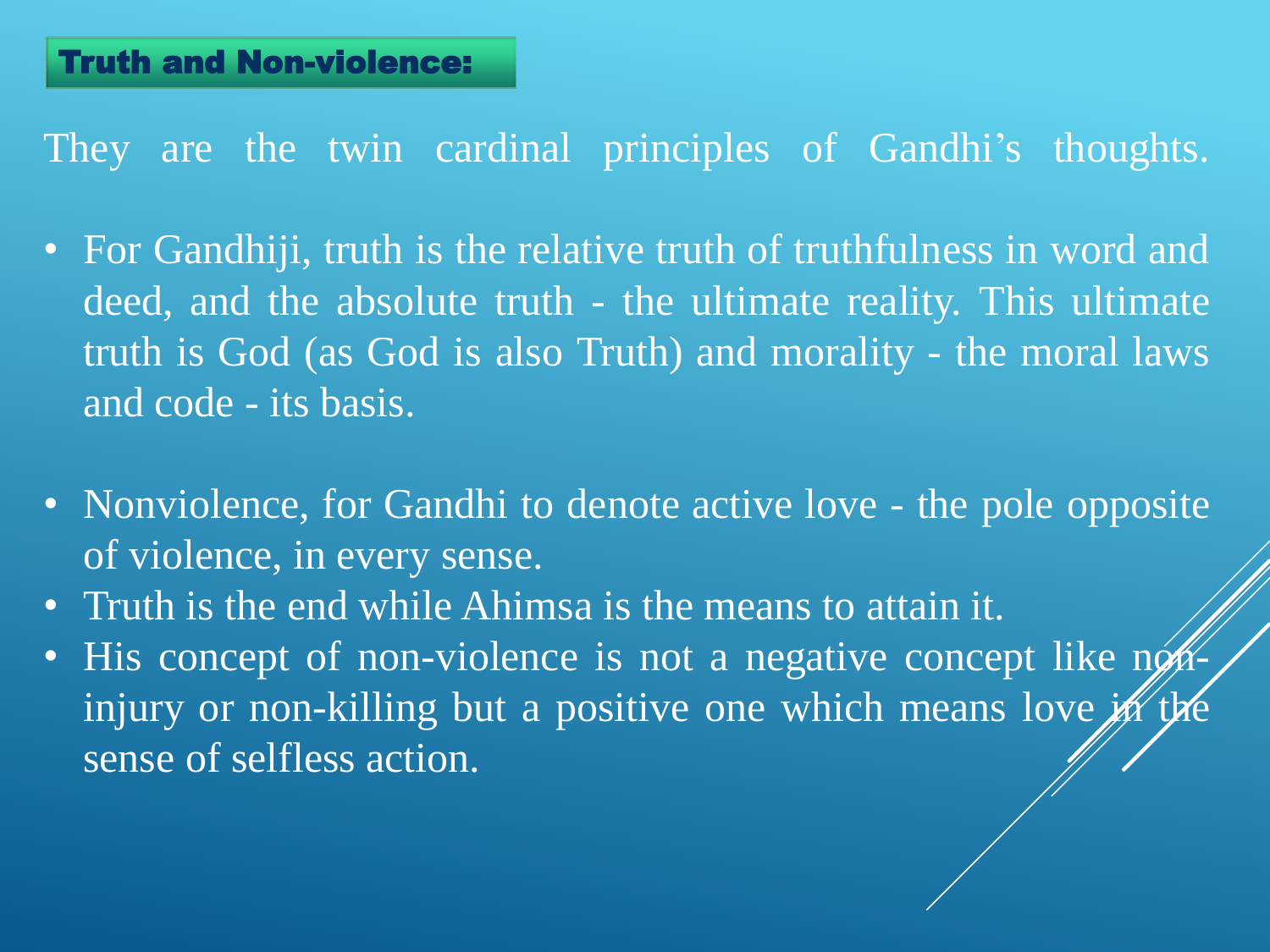## Truth and Non-violence:

They are the twin cardinal principles of Gandhi's thoughts.

- For Gandhiji, truth is the relative truth of truthfulness in word and deed, and the absolute truth - the ultimate reality. This ultimate truth is God (as God is also Truth) and morality - the moral laws and code - its basis.

- Nonviolence, for Gandhi to denote active love - the pole opposite of violence, in every sense.
- Truth is the end while Ahimsa is the means to attain it.
- His concept of non-violence is not a negative concept like non-injury or non-killing but a positive one which means love in the sense of selfless action.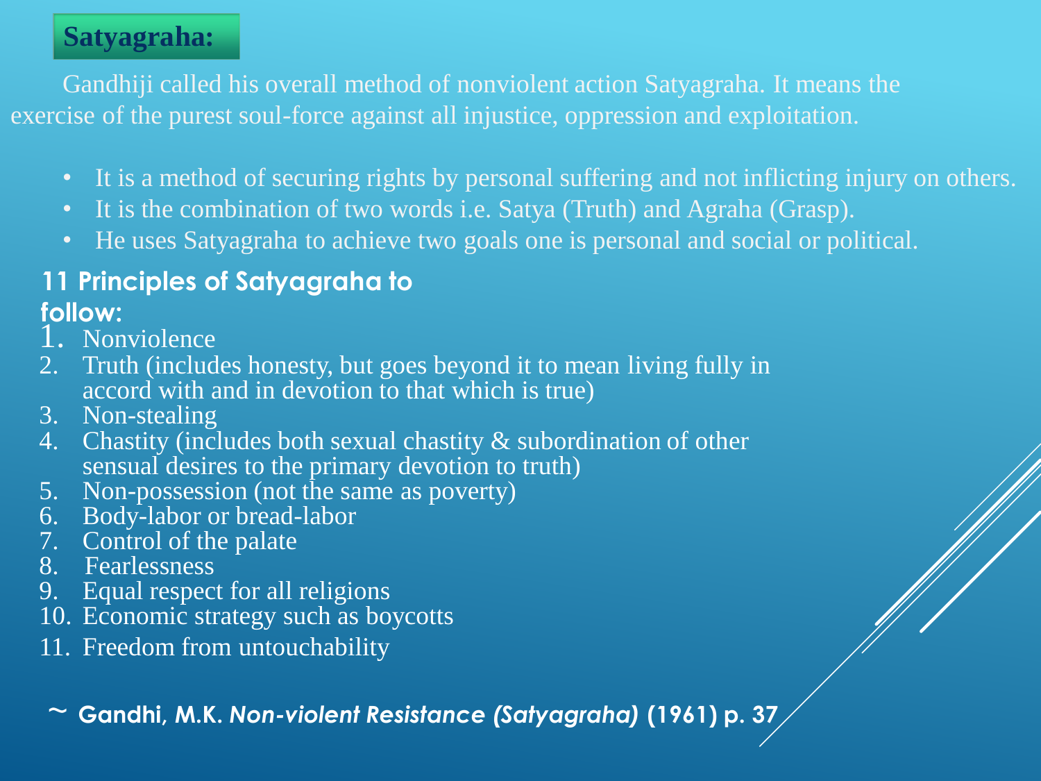## Satyagraha:

Gandhiji called his overall method of nonviolent action Satyagraha. It means the exercise of the purest soul-force against all injustice, oppression and exploitation.

- It is a method of securing rights by personal suffering and not inflicting injury on others.
- It is the combination of two words i.e. Satya (Truth) and Agraha (Grasp).
- He uses Satyagraha to achieve two goals one is personal and social or political.

### 11 Principles of Satyagraha to follow:

1. Nonviolence
2. Truth (includes honesty, but goes beyond it to mean living fully in accord with and in devotion to that which is true)
3. Non-stealing
4. Chastity (includes both sexual chastity & subordination of other sensual desires to the primary devotion to truth)
5. Non-possession (not the same as poverty)
6. Body-labor or bread-labor
7. Control of the palate
8. Fearlessness
9. Equal respect for all religions
10. Economic strategy such as boycotts
11. Freedom from untouchability

~ **Gandhi, M.K. *Non-violent Resistance (Satyagraha)* (1961) p. 37**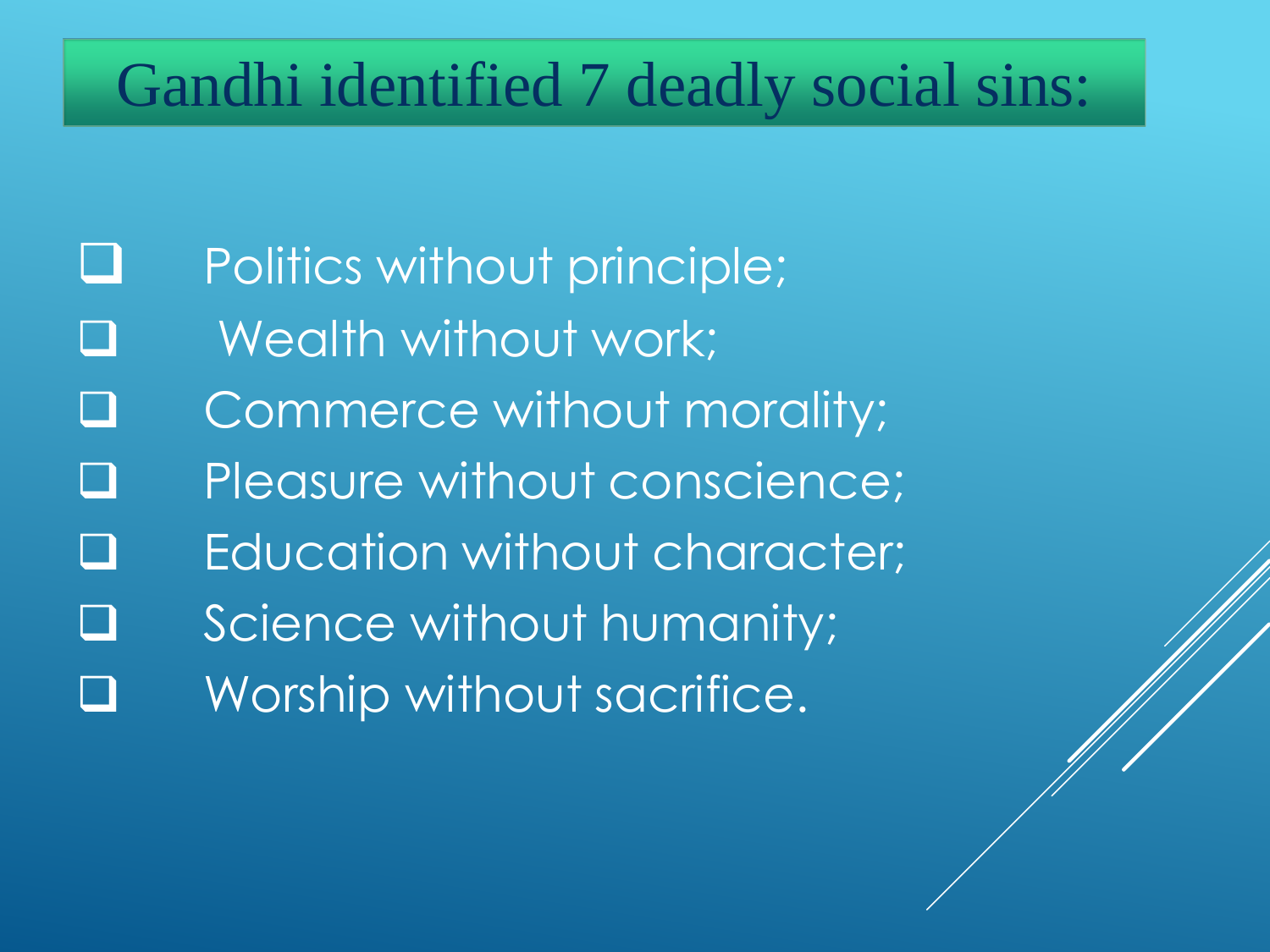# Gandhi identified 7 deadly social sins:

- Politics without principle;
- Wealth without work;
- Commerce without morality;
- Pleasure without conscience;
- Education without character;
- Science without humanity;
- Worship without sacrifice.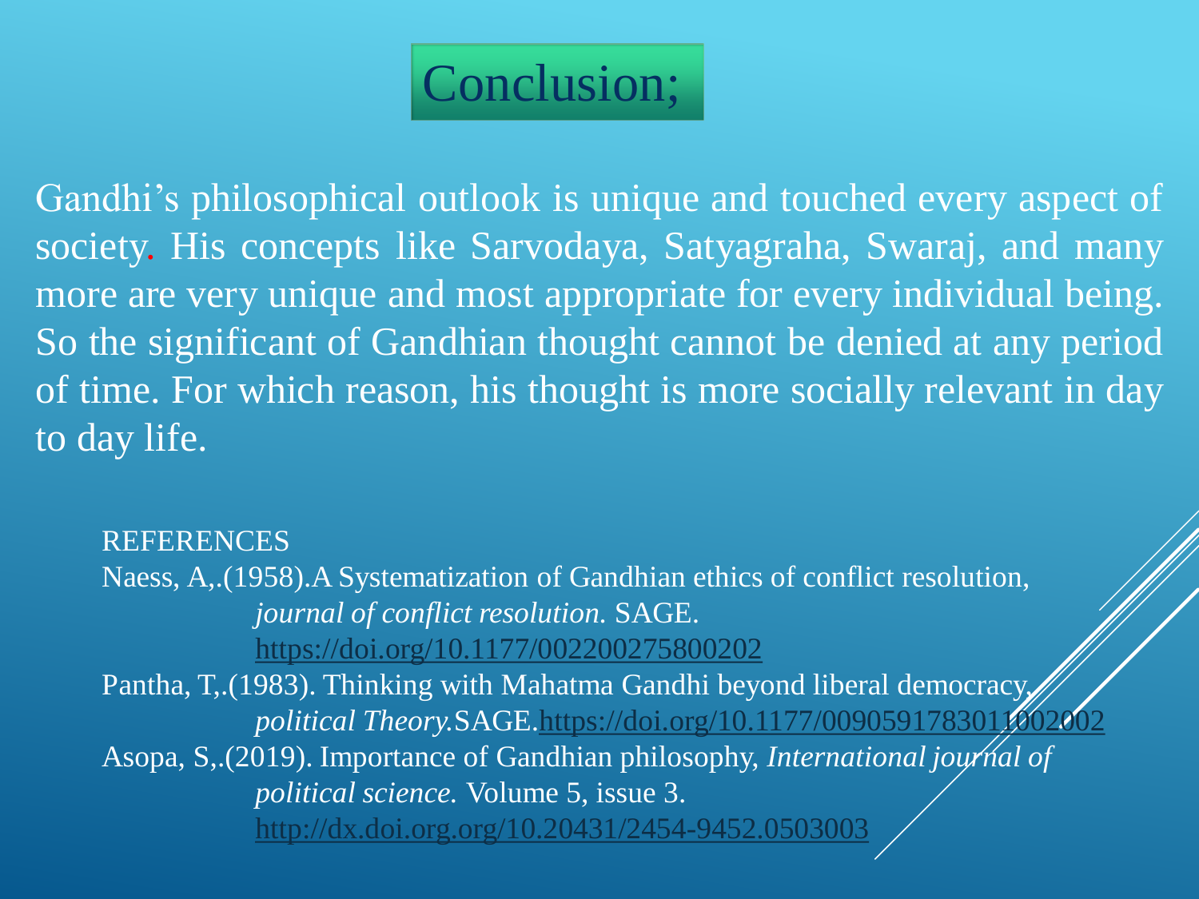# Conclusion;

Gandhi's philosophical outlook is unique and touched every aspect of society. His concepts like Sarvodaya, Satyagraha, Swaraj, and many more are very unique and most appropriate for every individual being. So the significant of Gandhian thought cannot be denied at any period of time. For which reason, his thought is more socially relevant in day to day life.

REFERENCES

Naess, A,.(1958).A Systematization of Gandhian ethics of conflict resolution, *journal of conflict resolution.* SAGE. https://doi.org/10.1177/002200275800202

Pantha, T,.(1983). Thinking with Mahatma Gandhi beyond liberal democracy, *political Theory.*SAGE.https://doi.org/10.1177/0090591783011002002

Asopa, S,.(2019). Importance of Gandhian philosophy, *International journal of political science.* Volume 5, issue 3. http://dx.doi.org.org/10.20431/2454-9452.0503003